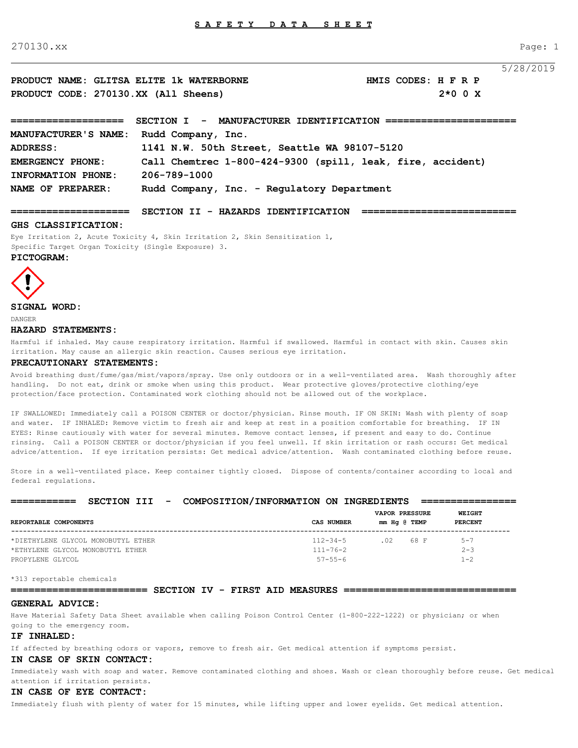# S A F E T Y D A T A S H E E T

270130.xx

5/28/2019

**PRODUCT NAME: GLITSA ELITE 1k WATERBORNE** **HMIS CODES: H F R P**

**PRODUCT CODE: 270130.XX (All Sheens)** **2*0 0 X**

## SECTION I - MANUFACTURER IDENTIFICATION

**MANUFACTURER'S NAME:** Rudd Company, Inc.

**ADDRESS:** 1141 N.W. 50th Street, Seattle WA 98107-5120

**EMERGENCY PHONE:** Call Chemtrec 1-800-424-9300 (spill, leak, fire, accident)

**INFORMATION PHONE:** 206-789-1000

**NAME OF PREPARER:** Rudd Company, Inc. - Regulatory Department

## SECTION II - HAZARDS IDENTIFICATION

**GHS CLASSIFICATION:**

Eye Irritation 2, Acute Toxicity 4, Skin Irritation 2, Skin Sensitization 1, Specific Target Organ Toxicity (Single Exposure) 3.

**PICTOGRAM:**

**SIGNAL WORD:**

DANGER

**HAZARD STATEMENTS:**

Harmful if inhaled. May cause respiratory irritation. Harmful if swallowed. Harmful in contact with skin. Causes skin irritation. May cause an allergic skin reaction. Causes serious eye irritation.

**PRECAUTIONARY STATEMENTS:**

Avoid breathing dust/fume/gas/mist/vapors/spray. Use only outdoors or in a well-ventilated area. Wash thoroughly after handling. Do not eat, drink or smoke when using this product. Wear protective gloves/protective clothing/eye protection/face protection. Contaminated work clothing should not be allowed out of the workplace.

IF SWALLOWED: Immediately call a POISON CENTER or doctor/physician. Rinse mouth. IF ON SKIN: Wash with plenty of soap and water. IF INHALED: Remove victim to fresh air and keep at rest in a position comfortable for breathing. IF IN EYES: Rinse cautiously with water for several minutes. Remove contact lenses, if present and easy to do. Continue rinsing. Call a POISON CENTER or doctor/physician if you feel unwell. If skin irritation or rash occurs: Get medical advice/attention. If eye irritation persists: Get medical advice/attention. Wash contaminated clothing before reuse.

Store in a well-ventilated place. Keep container tightly closed. Dispose of contents/container according to local and federal regulations.

## SECTION III - COMPOSITION/INFORMATION ON INGREDIENTS

| REPORTABLE COMPONENTS | CAS NUMBER | VAPOR PRESSURE mm Hg @ TEMP | WEIGHT PERCENT |
|---|---|---|---|
| *DIETHYLENE GLYCOL MONOBUTYL ETHER | 112-34-5 | .02 68 F | 5-7 |
| *ETHYLENE GLYCOL MONOBUTYL ETHER | 111-76-2 | | 2-3 |
| PROPYLENE GLYCOL | 57-55-6 | | 1-2 |

*313 reportable chemicals

## SECTION IV - FIRST AID MEASURES

**GENERAL ADVICE:**

Have Material Safety Data Sheet available when calling Poison Control Center (1-800-222-1222) or physician; or when going to the emergency room.

**IF INHALED:**

If affected by breathing odors or vapors, remove to fresh air. Get medical attention if symptoms persist.

**IN CASE OF SKIN CONTACT:**

Immediately wash with soap and water. Remove contaminated clothing and shoes. Wash or clean thoroughly before reuse. Get medical attention if irritation persists.

**IN CASE OF EYE CONTACT:**

Immediately flush with plenty of water for 15 minutes, while lifting upper and lower eyelids. Get medical attention.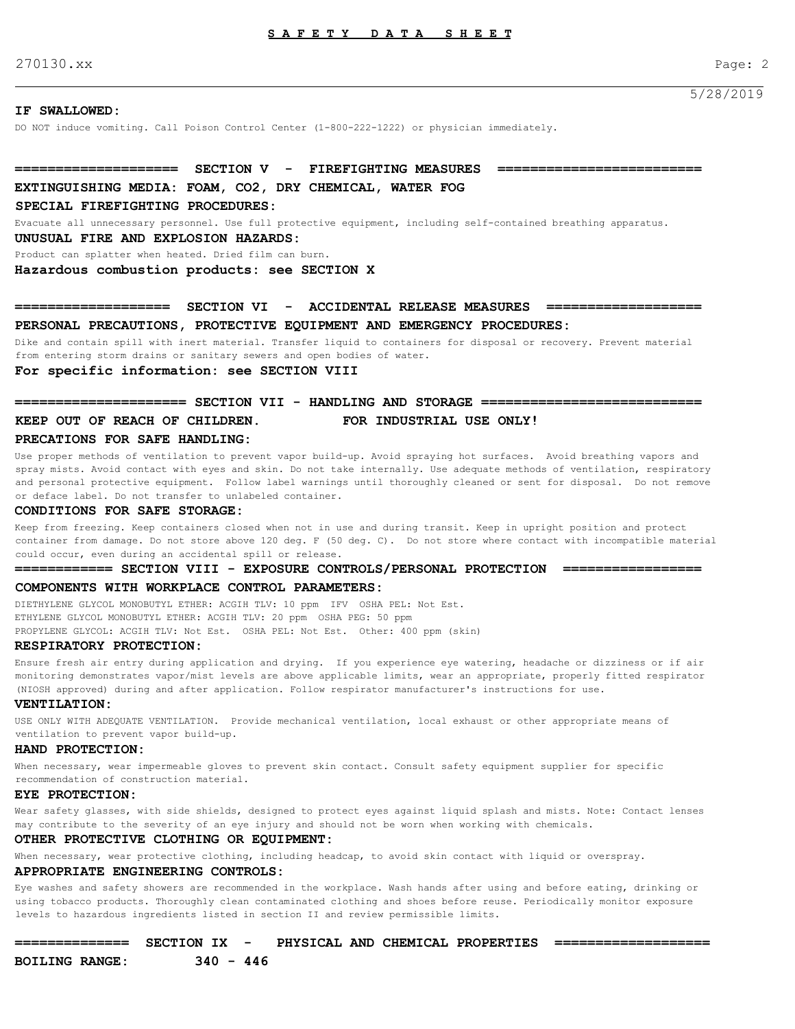**IF SWALLOWED:**

DO NOT induce vomiting. Call Poison Control Center (1-800-222-1222) or physician immediately.

## SECTION V - FIREFIGHTING MEASURES

**EXTINGUISHING MEDIA: FOAM, $CO_2$, DRY CHEMICAL, WATER FOG**

**SPECIAL FIREFIGHTING PROCEDURES:**

Evacuate all unnecessary personnel. Use full protective equipment, including self-contained breathing apparatus.

**UNUSUAL FIRE AND EXPLOSION HAZARDS:**

Product can splatter when heated. Dried film can burn.

**Hazardous combustion products: see SECTION X**

## SECTION VI - ACCIDENTAL RELEASE MEASURES

**PERSONAL PRECAUTIONS, PROTECTIVE EQUIPMENT AND EMERGENCY PROCEDURES:**

Dike and contain spill with inert material. Transfer liquid to containers for disposal or recovery. Prevent material from entering storm drains or sanitary sewers and open bodies of water.

**For specific information: see SECTION VIII**

## SECTION VII - HANDLING AND STORAGE

**KEEP OUT OF REACH OF CHILDREN. FOR INDUSTRIAL USE ONLY!**

**PRECATIONS FOR SAFE HANDLING:**

Use proper methods of ventilation to prevent vapor build-up. Avoid spraying hot surfaces. Avoid breathing vapors and spray mists. Avoid contact with eyes and skin. Do not take internally. Use adequate methods of ventilation, respiratory and personal protective equipment. Follow label warnings until thoroughly cleaned or sent for disposal. Do not remove or deface label. Do not transfer to unlabeled container.

**CONDITIONS FOR SAFE STORAGE:**

Keep from freezing. Keep containers closed when not in use and during transit. Keep in upright position and protect container from damage. Do not store above 120 deg. F (50 deg. C). Do not store where contact with incompatible material could occur, even during an accidental spill or release.

## SECTION VIII - EXPOSURE CONTROLS/PERSONAL PROTECTION

**COMPONENTS WITH WORKPLACE CONTROL PARAMETERS:**

DIETHYLENE GLYCOL MONOBUTYL ETHER: ACGIH TLV: 10 ppm IFV OSHA PEL: Not Est.
ETHYLENE GLYCOL MONOBUTYL ETHER: ACGIH TLV: 20 ppm OSHA PEG: 50 ppm
PROPYLENE GLYCOL: ACGIH TLV: Not Est. OSHA PEL: Not Est. Other: 400 ppm (skin)

**RESPIRATORY PROTECTION:**

Ensure fresh air entry during application and drying. If you experience eye watering, headache or dizziness or if air monitoring demonstrates vapor/mist levels are above applicable limits, wear an appropriate, properly fitted respirator (NIOSH approved) during and after application. Follow respirator manufacturer's instructions for use.

**VENTILATION:**

USE ONLY WITH ADEQUATE VENTILATION. Provide mechanical ventilation, local exhaust or other appropriate means of ventilation to prevent vapor build-up.

**HAND PROTECTION:**

When necessary, wear impermeable gloves to prevent skin contact. Consult safety equipment supplier for specific recommendation of construction material.

**EYE PROTECTION:**

Wear safety glasses, with side shields, designed to protect eyes against liquid splash and mists. Note: Contact lenses may contribute to the severity of an eye injury and should not be worn when working with chemicals.

**OTHER PROTECTIVE CLOTHING OR EQUIPMENT:**

When necessary, wear protective clothing, including headcap, to avoid skin contact with liquid or overspray.

**APPROPRIATE ENGINEERING CONTROLS:**

Eye washes and safety showers are recommended in the workplace. Wash hands after using and before eating, drinking or using tobacco products. Thoroughly clean contaminated clothing and shoes before reuse. Periodically monitor exposure levels to hazardous ingredients listed in section II and review permissible limits.

## SECTION IX - PHYSICAL AND CHEMICAL PROPERTIES

**BOILING RANGE: 340 - 446**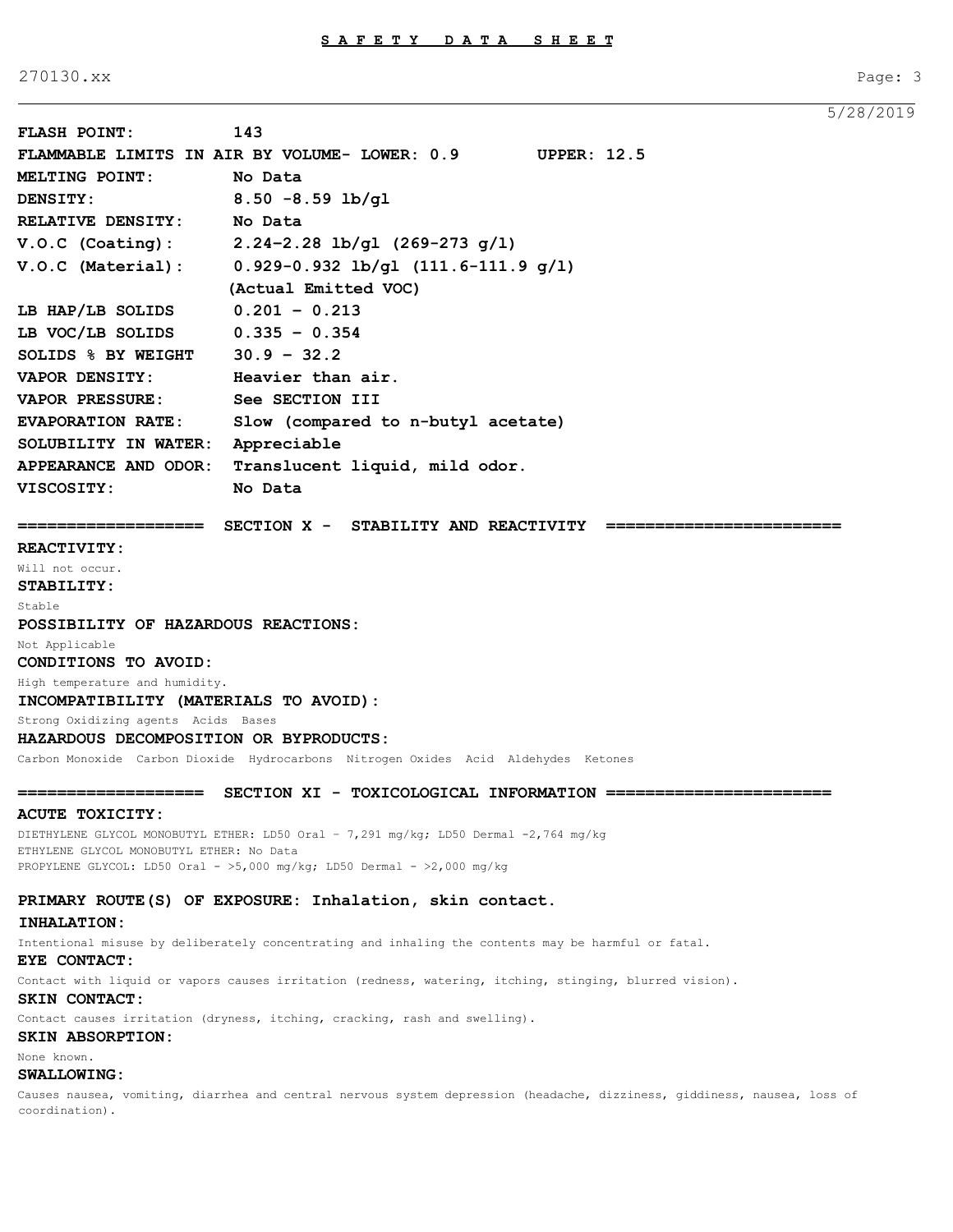**FLASH POINT:** 143

**FLAMMABLE LIMITS IN AIR BY VOLUME- LOWER: 0.9 UPPER: 12.5**

| | |
|---|---|
| **MELTING POINT:** | **No Data** |
| **DENSITY:** | **8.50 -8.59 lb/gl** |
| **RELATIVE DENSITY:** | **No Data** |
| **V.O.C (Coating):** | **2.24-2.28 lb/gl (269-273 g/l)** |
| **V.O.C (Material):** | **0.929-0.932 lb/gl (111.6-111.9 g/l) (Actual Emitted VOC)** |
| **LB HAP/LB SOLIDS** | **0.201 - 0.213** |
| **LB VOC/LB SOLIDS** | **0.335 - 0.354** |
| **SOLIDS % BY WEIGHT** | **30.9 - 32.2** |
| **VAPOR DENSITY:** | **Heavier than air.** |
| **VAPOR PRESSURE:** | **See SECTION III** |
| **EVAPORATION RATE:** | **Slow (compared to n-butyl acetate)** |
| **SOLUBILITY IN WATER:** | **Appreciable** |
| **APPEARANCE AND ODOR:** | **Translucent liquid, mild odor.** |
| **VISCOSITY:** | **No Data** |

## SECTION X - STABILITY AND REACTIVITY

**REACTIVITY:**

Will not occur.

**STABILITY:**

Stable

**POSSIBILITY OF HAZARDOUS REACTIONS:**

Not Applicable

**CONDITIONS TO AVOID:**

High temperature and humidity.

**INCOMPATIBILITY (MATERIALS TO AVOID):**

Strong Oxidizing agents Acids Bases

**HAZARDOUS DECOMPOSITION OR BYPRODUCTS:**

Carbon Monoxide Carbon Dioxide Hydrocarbons Nitrogen Oxides Acid Aldehydes Ketones

## SECTION XI - TOXICOLOGICAL INFORMATION

**ACUTE TOXICITY:**

DIETHYLENE GLYCOL MONOBUTYL ETHER: LD50 Oral - 7,291 mg/kg; LD50 Dermal -2,764 mg/kg
ETHYLENE GLYCOL MONOBUTYL ETHER: No Data
PROPYLENE GLYCOL: LD50 Oral - >5,000 mg/kg; LD50 Dermal - >2,000 mg/kg

**PRIMARY ROUTE(S) OF EXPOSURE: Inhalation, skin contact.**

**INHALATION:**

Intentional misuse by deliberately concentrating and inhaling the contents may be harmful or fatal.

**EYE CONTACT:**

Contact with liquid or vapors causes irritation (redness, watering, itching, stinging, blurred vision).

**SKIN CONTACT:**

Contact causes irritation (dryness, itching, cracking, rash and swelling).

**SKIN ABSORPTION:**

None known.

**SWALLOWING:**

Causes nausea, vomiting, diarrhea and central nervous system depression (headache, dizziness, giddiness, nausea, loss of coordination).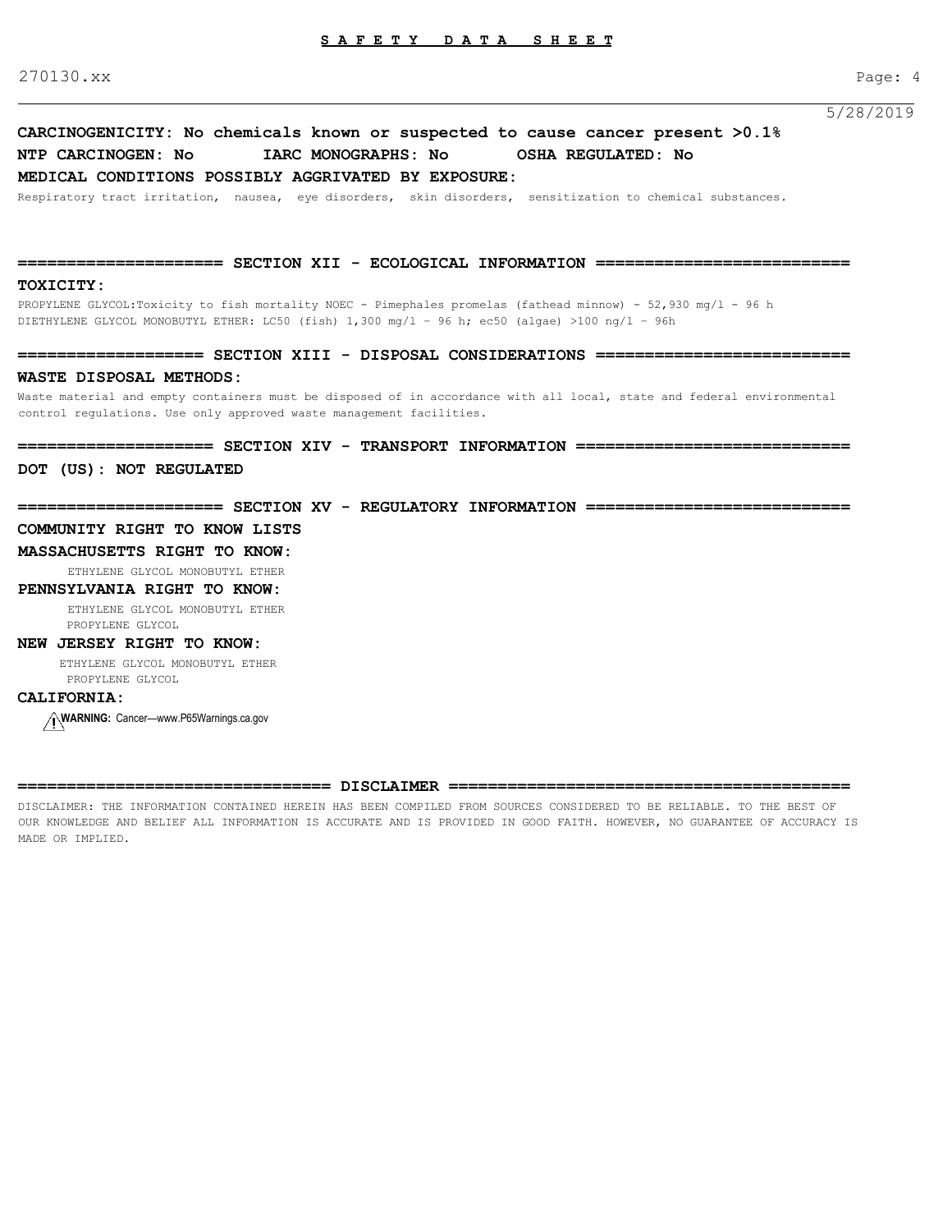5/28/2019

**CARCINOGENICITY: No chemicals known or suspected to cause cancer present >0.1%**

**NTP CARCINOGEN: No    IARC MONOGRAPHS: No    OSHA REGULATED: No**

**MEDICAL CONDITIONS POSSIBLY AGGRIVATED BY EXPOSURE:**

Respiratory tract irritation, nausea, eye disorders, skin disorders, sensitization to chemical substances.

## ==================== SECTION XII - ECOLOGICAL INFORMATION ====================

**TOXICITY:**

PROPYLENE GLYCOL:Toxicity to fish mortality NOEC - Pimephales promelas (fathead minnow) - 52,930 mg/l - 96 h
DIETHYLENE GLYCOL MONOBUTYL ETHER: LC50 (fish) 1,300 mg/l – 96 h; ec50 (algae) >100 ng/l – 96h

## ================== SECTION XIII - DISPOSAL CONSIDERATIONS ==================

**WASTE DISPOSAL METHODS:**

Waste material and empty containers must be disposed of in accordance with all local, state and federal environmental control regulations. Use only approved waste management facilities.

## =================== SECTION XIV - TRANSPORT INFORMATION ===================

**DOT (US): NOT REGULATED**

## ==================== SECTION XV - REGULATORY INFORMATION ====================

**COMMUNITY RIGHT TO KNOW LISTS**

**MASSACHUSETTS RIGHT TO KNOW:**

ETHYLENE GLYCOL MONOBUTYL ETHER

**PENNSYLVANIA RIGHT TO KNOW:**

ETHYLENE GLYCOL MONOBUTYL ETHER
PROPYLENE GLYCOL

**NEW JERSEY RIGHT TO KNOW:**

ETHYLENE GLYCOL MONOBUTYL ETHER
PROPYLENE GLYCOL

**CALIFORNIA:**

⚠ **WARNING:** Cancer—www.P65Warnings.ca.gov

## ============================== DISCLAIMER ==============================

DISCLAIMER: THE INFORMATION CONTAINED HEREIN HAS BEEN COMPILED FROM SOURCES CONSIDERED TO BE RELIABLE. TO THE BEST OF OUR KNOWLEDGE AND BELIEF ALL INFORMATION IS ACCURATE AND IS PROVIDED IN GOOD FAITH. HOWEVER, NO GUARANTEE OF ACCURACY IS MADE OR IMPLIED.